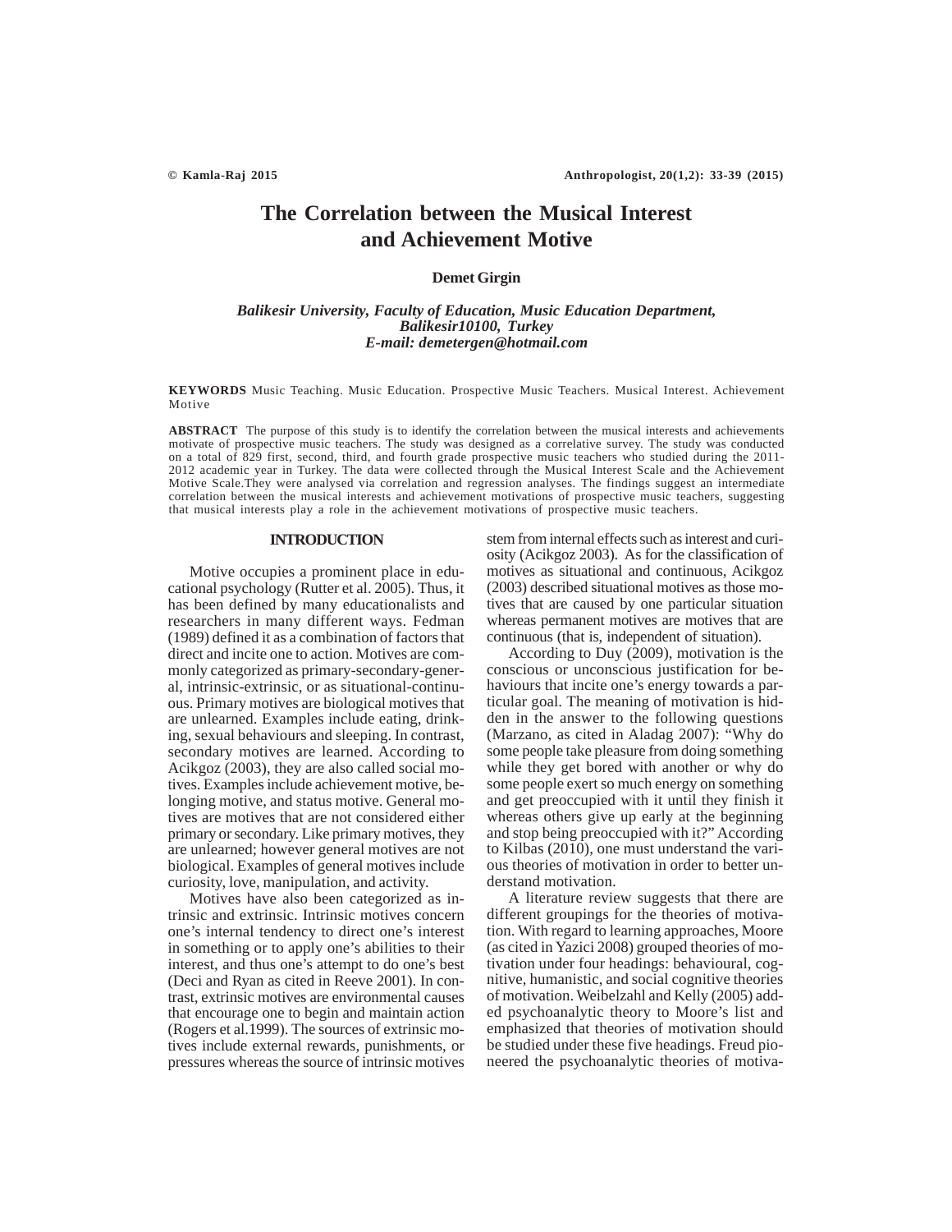# The Correlation between the Musical Interest and Achievement Motive

**Demet Girgin**

***Balikesir University, Faculty of Education, Music Education Department, Balikesir10100, Turkey***
***E-mail: demetergen@hotmail.com***

**KEYWORDS** Music Teaching. Music Education. Prospective Music Teachers. Musical Interest. Achievement Motive

**ABSTRACT** The purpose of this study is to identify the correlation between the musical interests and achievements motivate of prospective music teachers. The study was designed as a correlative survey. The study was conducted on a total of 829 first, second, third, and fourth grade prospective music teachers who studied during the 2011-2012 academic year in Turkey. The data were collected through the Musical Interest Scale and the Achievement Motive Scale.They were analysed via correlation and regression analyses. The findings suggest an intermediate correlation between the musical interests and achievement motivations of prospective music teachers, suggesting that musical interests play a role in the achievement motivations of prospective music teachers.

## INTRODUCTION

Motive occupies a prominent place in educational psychology (Rutter et al. 2005). Thus, it has been defined by many educationalists and researchers in many different ways. Fedman (1989) defined it as a combination of factors that direct and incite one to action. Motives are commonly categorized as primary-secondary-general, intrinsic-extrinsic, or as situational-continuous. Primary motives are biological motives that are unlearned. Examples include eating, drinking, sexual behaviours and sleeping. In contrast, secondary motives are learned. According to Acikgoz (2003), they are also called social motives. Examples include achievement motive, belonging motive, and status motive. General motives are motives that are not considered either primary or secondary. Like primary motives, they are unlearned; however general motives are not biological. Examples of general motives include curiosity, love, manipulation, and activity.

Motives have also been categorized as intrinsic and extrinsic. Intrinsic motives concern one's internal tendency to direct one's interest in something or to apply one's abilities to their interest, and thus one's attempt to do one's best (Deci and Ryan as cited in Reeve 2001). In contrast, extrinsic motives are environmental causes that encourage one to begin and maintain action (Rogers et al.1999). The sources of extrinsic motives include external rewards, punishments, or pressures whereas the source of intrinsic motives stem from internal effects such as interest and curiosity (Acikgoz 2003). As for the classification of motives as situational and continuous, Acikgoz (2003) described situational motives as those motives that are caused by one particular situation whereas permanent motives are motives that are continuous (that is, independent of situation).

According to Duy (2009), motivation is the conscious or unconscious justification for behaviours that incite one's energy towards a particular goal. The meaning of motivation is hidden in the answer to the following questions (Marzano, as cited in Aladag 2007): "Why do some people take pleasure from doing something while they get bored with another or why do some people exert so much energy on something and get preoccupied with it until they finish it whereas others give up early at the beginning and stop being preoccupied with it?" According to Kilbas (2010), one must understand the various theories of motivation in order to better understand motivation.

A literature review suggests that there are different groupings for the theories of motivation. With regard to learning approaches, Moore (as cited in Yazici 2008) grouped theories of motivation under four headings: behavioural, cognitive, humanistic, and social cognitive theories of motivation. Weibelzahl and Kelly (2005) added psychoanalytic theory to Moore's list and emphasized that theories of motivation should be studied under these five headings. Freud pioneered the psychoanalytic theories of motiva-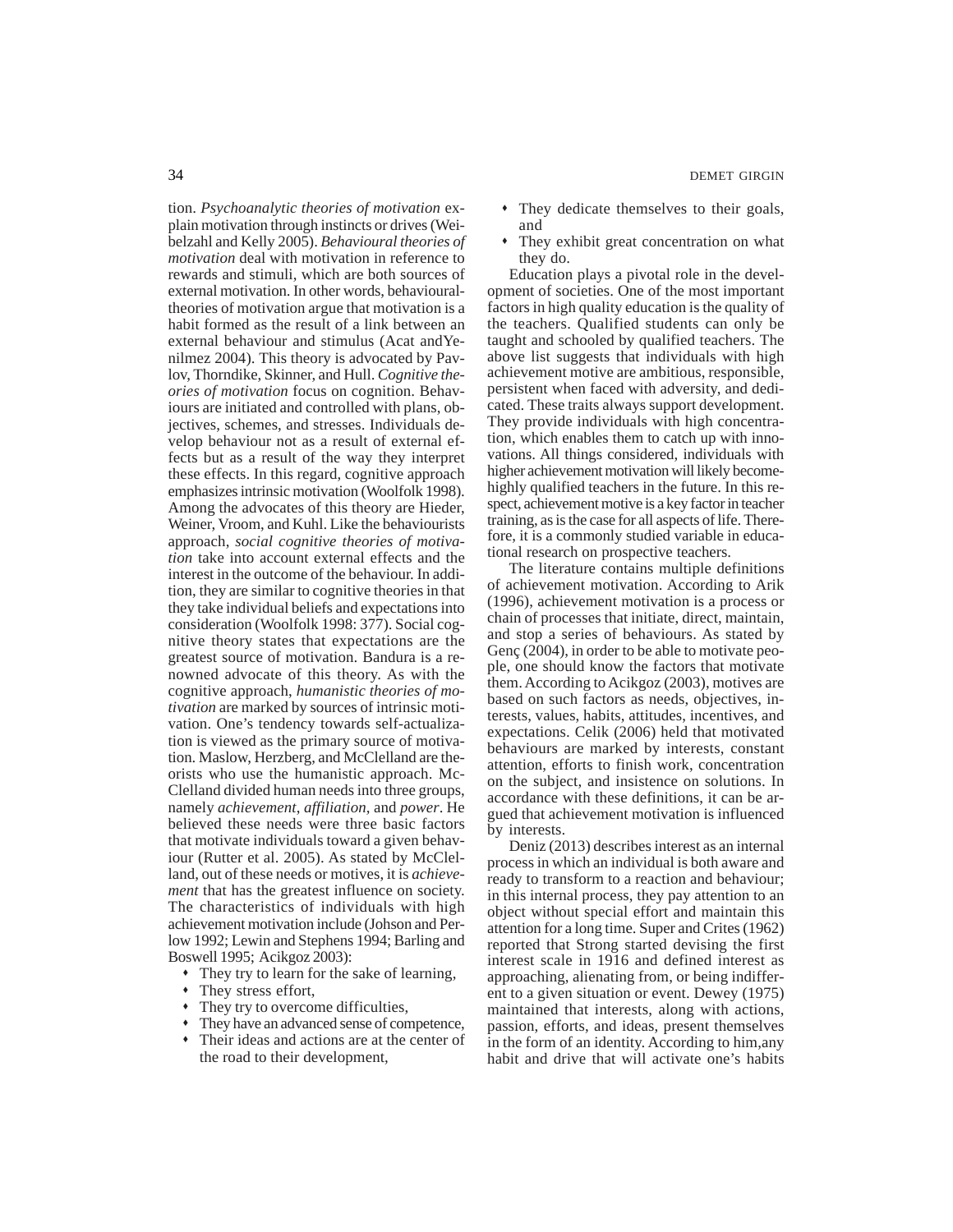tion. *Psychoanalytic theories of motivation* explain motivation through instincts or drives (Weibelzahl and Kelly 2005). *Behavioural theories of motivation* deal with motivation in reference to rewards and stimuli, which are both sources of external motivation. In other words, behaviouraltheories of motivation argue that motivation is a habit formed as the result of a link between an external behaviour and stimulus (Acat andYenilmez 2004). This theory is advocated by Pavlov, Thorndike, Skinner, and Hull. *Cognitive theories of motivation* focus on cognition. Behaviours are initiated and controlled with plans, objectives, schemes, and stresses. Individuals develop behaviour not as a result of external effects but as a result of the way they interpret these effects. In this regard, cognitive approach emphasizes intrinsic motivation (Woolfolk 1998). Among the advocates of this theory are Hieder, Weiner, Vroom, and Kuhl. Like the behaviourists approach, *social cognitive theories of motivation* take into account external effects and the interest in the outcome of the behaviour. In addition, they are similar to cognitive theories in that they take individual beliefs and expectations into consideration (Woolfolk 1998: 377). Social cognitive theory states that expectations are the greatest source of motivation. Bandura is a renowned advocate of this theory. As with the cognitive approach, *humanistic theories of motivation* are marked by sources of intrinsic motivation. One's tendency towards self-actualization is viewed as the primary source of motivation. Maslow, Herzberg, and McClelland are theorists who use the humanistic approach. McClelland divided human needs into three groups, namely *achievement*, *affiliation*, and *power*. He believed these needs were three basic factors that motivate individuals toward a given behaviour (Rutter et al. 2005). As stated by McClelland, out of these needs or motives, it is *achievement* that has the greatest influence on society. The characteristics of individuals with high achievement motivation include (Johson and Perlow 1992; Lewin and Stephens 1994; Barling and Boswell 1995; Acikgoz 2003):

- They try to learn for the sake of learning,
- They stress effort,
- They try to overcome difficulties,
- They have an advanced sense of competence,
- Their ideas and actions are at the center of the road to their development,
- They dedicate themselves to their goals, and
- They exhibit great concentration on what they do.

Education plays a pivotal role in the development of societies. One of the most important factors in high quality education is the quality of the teachers. Qualified students can only be taught and schooled by qualified teachers. The above list suggests that individuals with high achievement motive are ambitious, responsible, persistent when faced with adversity, and dedicated. These traits always support development. They provide individuals with high concentration, which enables them to catch up with innovations. All things considered, individuals with higher achievement motivation will likely becomehighly qualified teachers in the future. In this respect, achievement motive is a key factor in teacher training, as is the case for all aspects of life. Therefore, it is a commonly studied variable in educational research on prospective teachers.

The literature contains multiple definitions of achievement motivation. According to Arik (1996), achievement motivation is a process or chain of processes that initiate, direct, maintain, and stop a series of behaviours. As stated by Genç (2004), in order to be able to motivate people, one should know the factors that motivate them. According to Acikgoz (2003), motives are based on such factors as needs, objectives, interests, values, habits, attitudes, incentives, and expectations. Celik (2006) held that motivated behaviours are marked by interests, constant attention, efforts to finish work, concentration on the subject, and insistence on solutions. In accordance with these definitions, it can be argued that achievement motivation is influenced by interests.

Deniz (2013) describes interest as an internal process in which an individual is both aware and ready to transform to a reaction and behaviour; in this internal process, they pay attention to an object without special effort and maintain this attention for a long time. Super and Crites (1962) reported that Strong started devising the first interest scale in 1916 and defined interest as approaching, alienating from, or being indifferent to a given situation or event. Dewey (1975) maintained that interests, along with actions, passion, efforts, and ideas, present themselves in the form of an identity. According to him,any habit and drive that will activate one's habits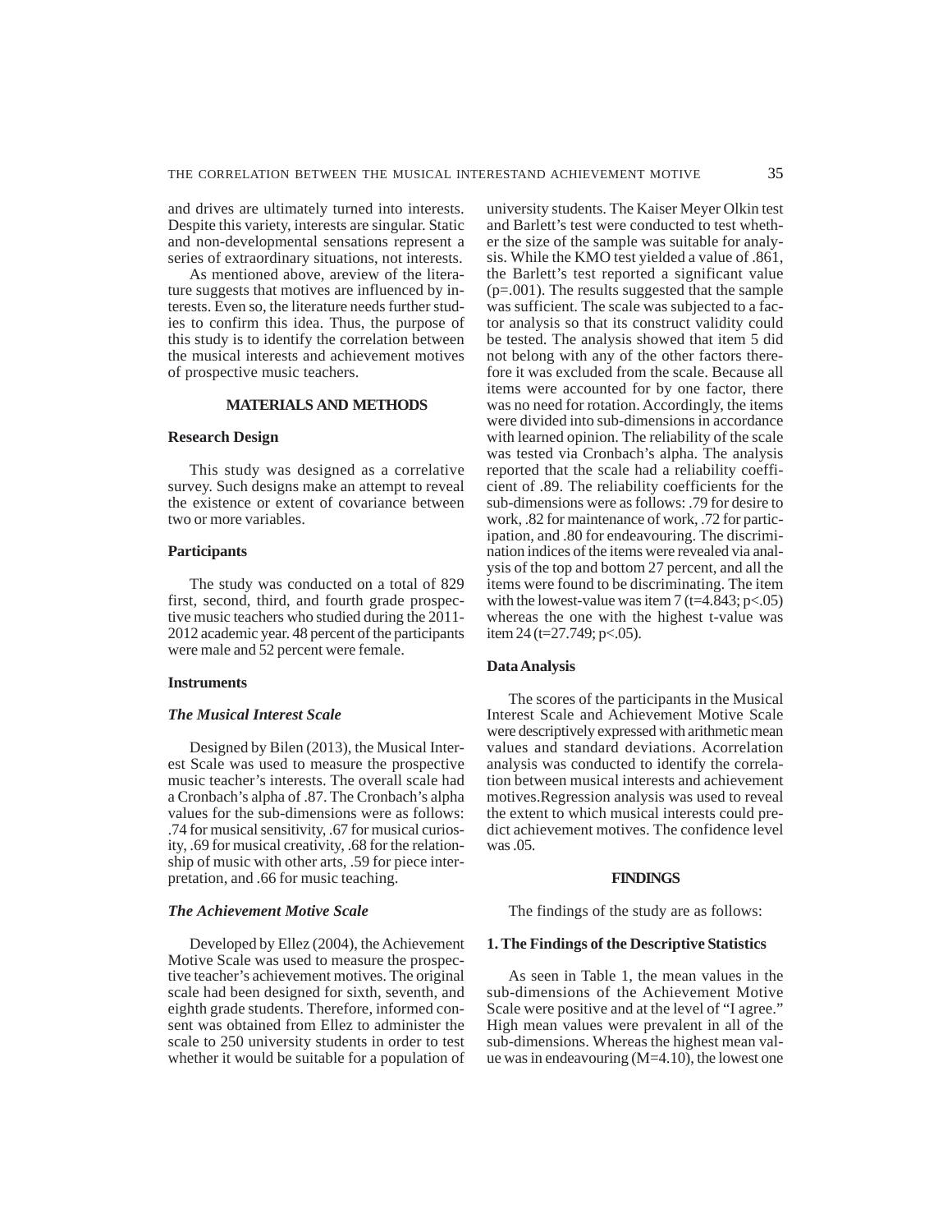and drives are ultimately turned into interests. Despite this variety, interests are singular. Static and non-developmental sensations represent a series of extraordinary situations, not interests.

As mentioned above, areview of the literature suggests that motives are influenced by interests. Even so, the literature needs further studies to confirm this idea. Thus, the purpose of this study is to identify the correlation between the musical interests and achievement motives of prospective music teachers.

## MATERIALS AND METHODS

### Research Design

This study was designed as a correlative survey. Such designs make an attempt to reveal the existence or extent of covariance between two or more variables.

### Participants

The study was conducted on a total of 829 first, second, third, and fourth grade prospective music teachers who studied during the 2011-2012 academic year. 48 percent of the participants were male and 52 percent were female.

### Instruments

#### *The Musical Interest Scale*

Designed by Bilen (2013), the Musical Interest Scale was used to measure the prospective music teacher's interests. The overall scale had a Cronbach's alpha of .87. The Cronbach's alpha values for the sub-dimensions were as follows: .74 for musical sensitivity, .67 for musical curiosity, .69 for musical creativity, .68 for the relationship of music with other arts, .59 for piece interpretation, and .66 for music teaching.

#### *The Achievement Motive Scale*

Developed by Ellez (2004), the Achievement Motive Scale was used to measure the prospective teacher's achievement motives. The original scale had been designed for sixth, seventh, and eighth grade students. Therefore, informed consent was obtained from Ellez to administer the scale to 250 university students in order to test whether it would be suitable for a population of university students. The Kaiser Meyer Olkin test and Barlett's test were conducted to test whether the size of the sample was suitable for analysis. While the KMO test yielded a value of .861, the Barlett's test reported a significant value ($p=.001$). The results suggested that the sample was sufficient. The scale was subjected to a factor analysis so that its construct validity could be tested. The analysis showed that item 5 did not belong with any of the other factors therefore it was excluded from the scale. Because all items were accounted for by one factor, there was no need for rotation. Accordingly, the items were divided into sub-dimensions in accordance with learned opinion. The reliability of the scale was tested via Cronbach's alpha. The analysis reported that the scale had a reliability coefficient of .89. The reliability coefficients for the sub-dimensions were as follows: .79 for desire to work, .82 for maintenance of work, .72 for participation, and .80 for endeavouring. The discrimination indices of the items were revealed via analysis of the top and bottom 27 percent, and all the items were found to be discriminating. The item with the lowest-value was item 7 ($t=4.843$; $p<.05$) whereas the one with the highest t-value was item 24 ($t=27.749$; $p<.05$).

### Data Analysis

The scores of the participants in the Musical Interest Scale and Achievement Motive Scale were descriptively expressed with arithmetic mean values and standard deviations. Acorrelation analysis was conducted to identify the correlation between musical interests and achievement motives.Regression analysis was used to reveal the extent to which musical interests could predict achievement motives. The confidence level was .05.

## FINDINGS

The findings of the study are as follows:

### 1. The Findings of the Descriptive Statistics

As seen in Table 1, the mean values in the sub-dimensions of the Achievement Motive Scale were positive and at the level of "I agree." High mean values were prevalent in all of the sub-dimensions. Whereas the highest mean value was in endeavouring ($M=4.10$), the lowest one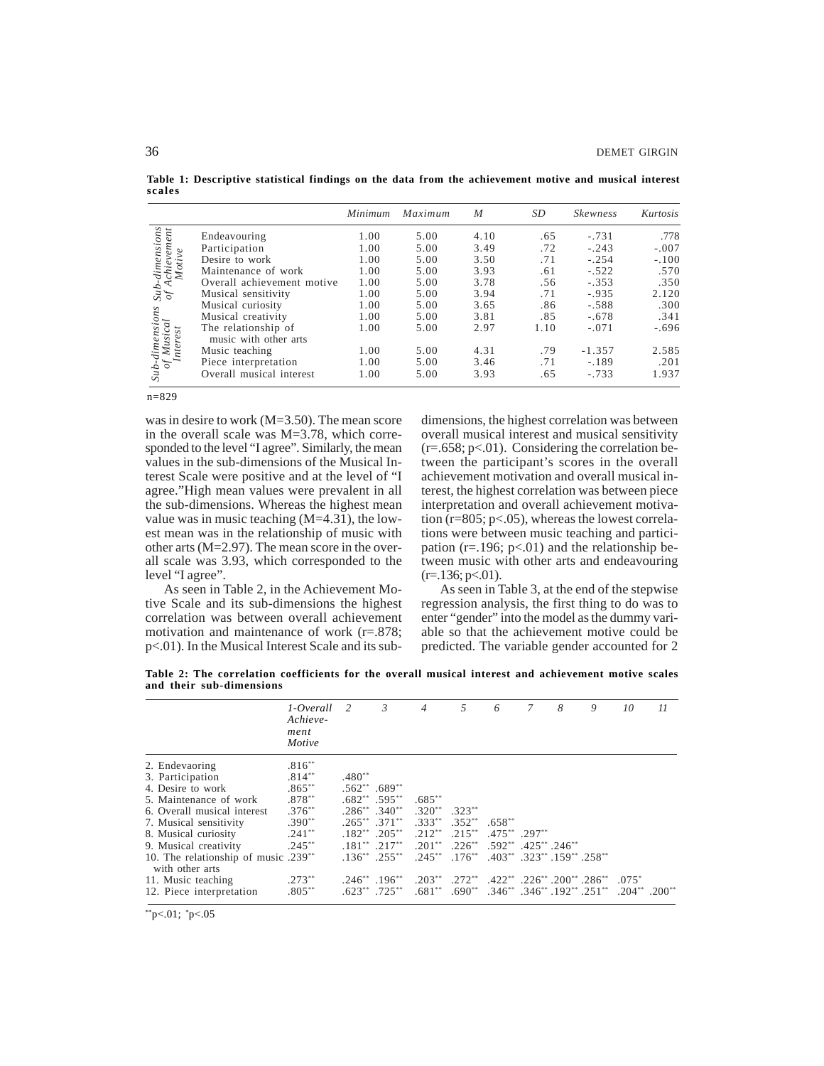**Table 1: Descriptive statistical findings on the data from the achievement motive and musical interest scales**

| | | Minimum | Maximum | M | SD | Skewness | Kurtosis |
|---|---|---|---|---|---|---|---|
| Sub-dimensions of Achievement Motive | Endeavouring | 1.00 | 5.00 | 4.10 | .65 | -.731 | .778 |
| | Participation | 1.00 | 5.00 | 3.49 | .72 | -.243 | -.007 |
| | Desire to work | 1.00 | 5.00 | 3.50 | .71 | -.254 | -.100 |
| | Maintenance of work | 1.00 | 5.00 | 3.93 | .61 | -.522 | .570 |
| | Overall achievement motive | 1.00 | 5.00 | 3.78 | .56 | -.353 | .350 |
| Sub-dimensions of Musical Interest | Musical sensitivity | 1.00 | 5.00 | 3.94 | .71 | -.935 | 2.120 |
| | Musical curiosity | 1.00 | 5.00 | 3.65 | .86 | -.588 | .300 |
| | Musical creativity | 1.00 | 5.00 | 3.81 | .85 | -.678 | .341 |
| | The relationship of music with other arts | 1.00 | 5.00 | 2.97 | 1.10 | -.071 | -.696 |
| | Music teaching | 1.00 | 5.00 | 4.31 | .79 | -1.357 | 2.585 |
| | Piece interpretation | 1.00 | 5.00 | 3.46 | .71 | -.189 | .201 |
| | Overall musical interest | 1.00 | 5.00 | 3.93 | .65 | -.733 | 1.937 |

n=829

was in desire to work (M=3.50). The mean score in the overall scale was M=3.78, which corresponded to the level "I agree". Similarly, the mean values in the sub-dimensions of the Musical Interest Scale were positive and at the level of "I agree."High mean values were prevalent in all the sub-dimensions. Whereas the highest mean value was in music teaching (M=4.31), the lowest mean was in the relationship of music with other arts (M=2.97). The mean score in the overall scale was 3.93, which corresponded to the level "I agree".

As seen in Table 2, in the Achievement Motive Scale and its sub-dimensions the highest correlation was between overall achievement motivation and maintenance of work (r=.878; p<.01). In the Musical Interest Scale and its sub-dimensions, the highest correlation was between overall musical interest and musical sensitivity (r=.658; p<.01). Considering the correlation between the participant's scores in the overall achievement motivation and overall musical interest, the highest correlation was between piece interpretation and overall achievement motivation (r=805; p<.05), whereas the lowest correlations were between music teaching and participation (r=.196; p<.01) and the relationship between music with other arts and endeavouring (r=.136; p<.01).

As seen in Table 3, at the end of the stepwise regression analysis, the first thing to do was to enter "gender" into the model as the dummy variable so that the achievement motive could be predicted. The variable gender accounted for 2

**Table 2: The correlation coefficients for the overall musical interest and achievement motive scales and their sub-dimensions**

| | 1-Overall Achievement Motive | 2 | 3 | 4 | 5 | 6 | 7 | 8 | 9 | 10 | 11 |
|---|---|---|---|---|---|---|---|---|---|---|---|
| 2. Endevaoring | .816** | | | | | | | | | | |
| 3. Participation | .814** | .480** | | | | | | | | | |
| 4. Desire to work | .865** | .562** | .689** | | | | | | | | |
| 5. Maintenance of work | .878** | .682** | .595** | .685** | | | | | | | |
| 6. Overall musical interest | .376** | .286** | .340** | .320** | .323** | | | | | | |
| 7. Musical sensitivity | .390** | .265** | .371** | .333** | .352** | .658** | | | | | |
| 8. Musical curiosity | .241** | .182** | .205** | .212** | .215** | .475** | .297** | | | | |
| 9. Musical creativity | .245** | .181** | .217** | .201** | .226** | .592** | .425** | .246** | | | |
| 10. The relationship of music with other arts | .239** | .136** | .255** | .245** | .176** | .403** | .323** | .159** | .258** | | |
| 11. Music teaching | .273** | .246** | .196** | .203** | .272** | .422** | .226** | .200** | .286** | .075* | |
| 12. Piece interpretation | .805** | .623** | .725** | .681** | .690** | .346** | .346** | .192** | .251** | .204** | .200** |

**p<.01; *p<.05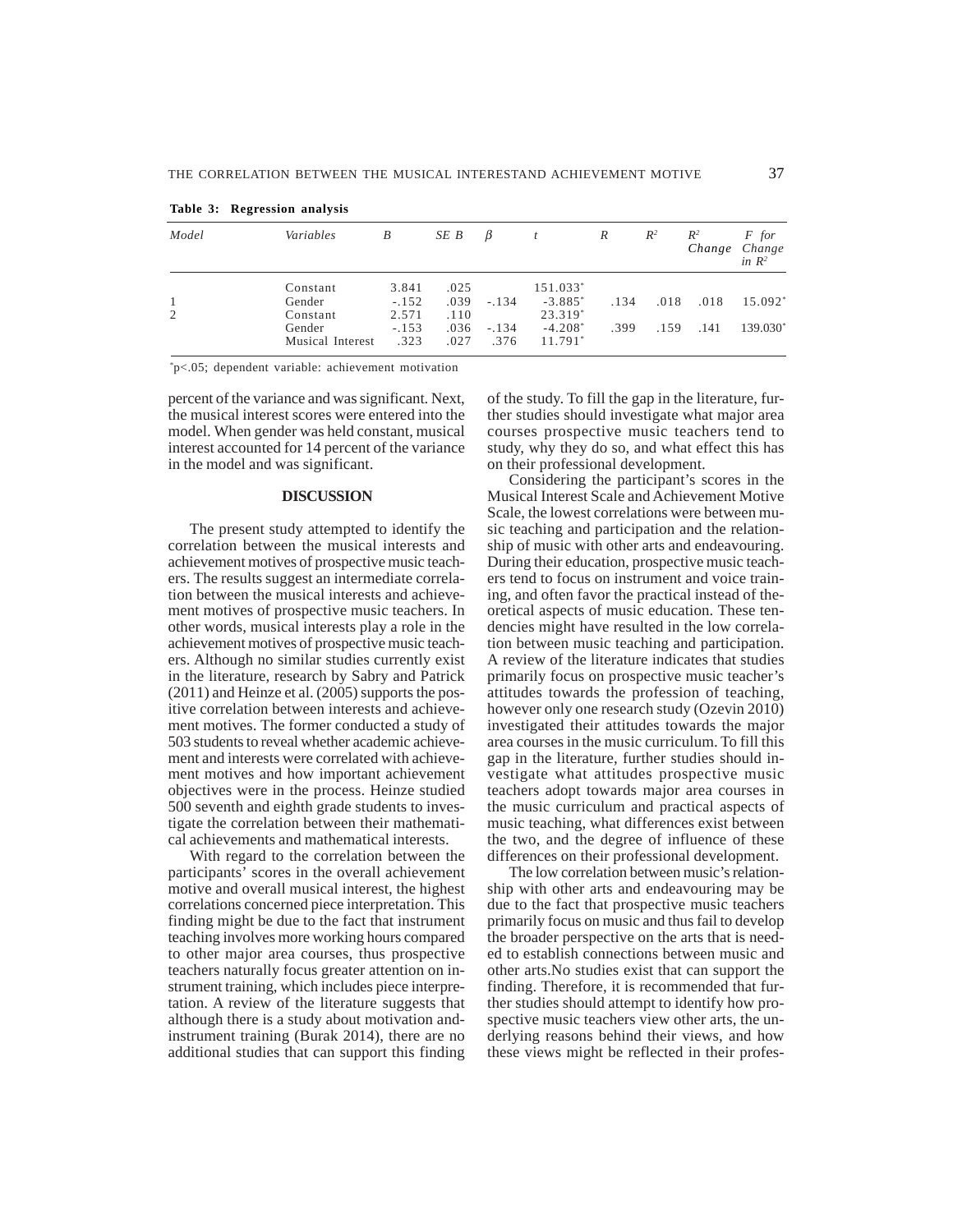**Table 3: Regression analysis**

| *Model* | *Variables* | *B* | *SE B* | *β* | *t* | *R* | $R^2$ | $R^2$ *Change* | *F for Change in* $R^2$ |
|---|---|---|---|---|---|---|---|---|---|
| | Constant | 3.841 | .025 | | 151.033* | | | | |
| 1 | Gender | -.152 | .039 | -.134 | -3.885* | .134 | .018 | .018 | 15.092* |
| 2 | Constant | 2.571 | .110 | | 23.319* | | | | |
| | Gender | -.153 | .036 | -.134 | -4.208* | .399 | .159 | .141 | 139.030* |
| | Musical Interest | .323 | .027 | .376 | 11.791* | | | | |

*p<.05; dependent variable: achievement motivation

percent of the variance and was significant. Next, the musical interest scores were entered into the model. When gender was held constant, musical interest accounted for 14 percent of the variance in the model and was significant.

## DISCUSSION

The present study attempted to identify the correlation between the musical interests and achievement motives of prospective music teachers. The results suggest an intermediate correlation between the musical interests and achievement motives of prospective music teachers. In other words, musical interests play a role in the achievement motives of prospective music teachers. Although no similar studies currently exist in the literature, research by Sabry and Patrick (2011) and Heinze et al. (2005) supports the positive correlation between interests and achievement motives. The former conducted a study of 503 students to reveal whether academic achievement and interests were correlated with achievement motives and how important achievement objectives were in the process. Heinze studied 500 seventh and eighth grade students to investigate the correlation between their mathematical achievements and mathematical interests.

With regard to the correlation between the participants' scores in the overall achievement motive and overall musical interest, the highest correlations concerned piece interpretation. This finding might be due to the fact that instrument teaching involves more working hours compared to other major area courses, thus prospective teachers naturally focus greater attention on instrument training, which includes piece interpretation. A review of the literature suggests that although there is a study about motivation andinstrument training (Burak 2014), there are no additional studies that can support this finding of the study. To fill the gap in the literature, further studies should investigate what major area courses prospective music teachers tend to study, why they do so, and what effect this has on their professional development.

Considering the participant's scores in the Musical Interest Scale and Achievement Motive Scale, the lowest correlations were between music teaching and participation and the relationship of music with other arts and endeavouring. During their education, prospective music teachers tend to focus on instrument and voice training, and often favor the practical instead of theoretical aspects of music education. These tendencies might have resulted in the low correlation between music teaching and participation. A review of the literature indicates that studies primarily focus on prospective music teacher's attitudes towards the profession of teaching, however only one research study (Ozevin 2010) investigated their attitudes towards the major area courses in the music curriculum. To fill this gap in the literature, further studies should investigate what attitudes prospective music teachers adopt towards major area courses in the music curriculum and practical aspects of music teaching, what differences exist between the two, and the degree of influence of these differences on their professional development.

The low correlation between music's relationship with other arts and endeavouring may be due to the fact that prospective music teachers primarily focus on music and thus fail to develop the broader perspective on the arts that is needed to establish connections between music and other arts.No studies exist that can support the finding. Therefore, it is recommended that further studies should attempt to identify how prospective music teachers view other arts, the underlying reasons behind their views, and how these views might be reflected in their profes-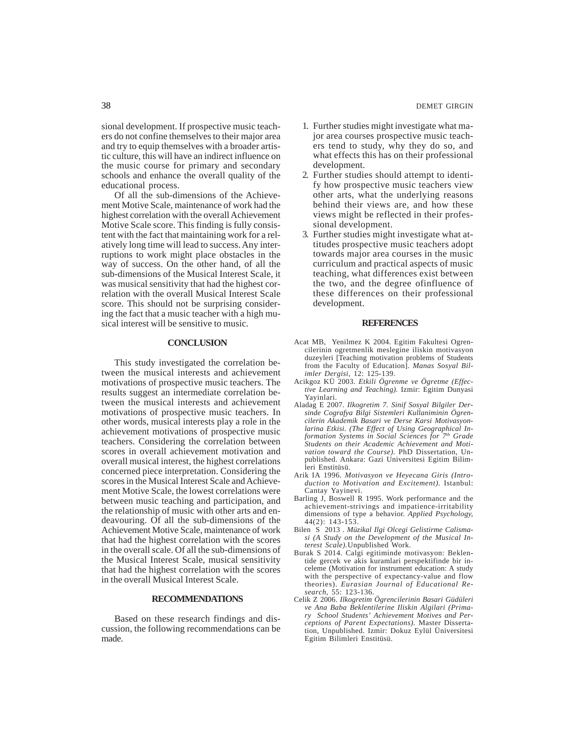sional development. If prospective music teachers do not confine themselves to their major area and try to equip themselves with a broader artistic culture, this will have an indirect influence on the music course for primary and secondary schools and enhance the overall quality of the educational process.

Of all the sub-dimensions of the Achievement Motive Scale, maintenance of work had the highest correlation with the overall Achievement Motive Scale score. This finding is fully consistent with the fact that maintaining work for a relatively long time will lead to success. Any interruptions to work might place obstacles in the way of success. On the other hand, of all the sub-dimensions of the Musical Interest Scale, it was musical sensitivity that had the highest correlation with the overall Musical Interest Scale score. This should not be surprising considering the fact that a music teacher with a high musical interest will be sensitive to music.

## CONCLUSION

This study investigated the correlation between the musical interests and achievement motivations of prospective music teachers. The results suggest an intermediate correlation between the musical interests and achievement motivations of prospective music teachers. In other words, musical interests play a role in the achievement motivations of prospective music teachers. Considering the correlation between scores in overall achievement motivation and overall musical interest, the highest correlations concerned piece interpretation. Considering the scores in the Musical Interest Scale and Achievement Motive Scale, the lowest correlations were between music teaching and participation, and the relationship of music with other arts and endeavouring. Of all the sub-dimensions of the Achievement Motive Scale, maintenance of work that had the highest correlation with the scores in the overall scale. Of all the sub-dimensions of the Musical Interest Scale, musical sensitivity that had the highest correlation with the scores in the overall Musical Interest Scale.

## RECOMMENDATIONS

Based on these research findings and discussion, the following recommendations can be made.

1. Further studies might investigate what major area courses prospective music teachers tend to study, why they do so, and what effects this has on their professional development.
2. Further studies should attempt to identify how prospective music teachers view other arts, what the underlying reasons behind their views are, and how these views might be reflected in their professional development.
3. Further studies might investigate what attitudes prospective music teachers adopt towards major area courses in the music curriculum and practical aspects of music teaching, what differences exist between the two, and the degree ofinfluence of these differences on their professional development.

## REFERENCES

Acat MB, Yenilmez K 2004. Egitim Fakultesi Ogrencilerinin ogretmenlik meslegine iliskin motivasyon duzeyleri [Teaching motivation problems of Students from the Faculty of Education]. *Manas Sosyal Bilimler Dergisi*, 12: 125-139.

Acikgoz KÜ 2003. *Etkili Ögrenme ve Ögretme (Effective Learning and Teaching).* Izmir: Egitim Dunyasi Yayinlari.

Aladag E 2007. *Ilkogretim 7. Sinif Sosyal Bilgiler Dersinde Cografya Bilgi Sistemleri Kullaniminin Ögrencilerin Akademik Basari ve Derse Karsi Motivasyonlarina Etkisi. (The Effect of Using Geographical Information Systems in Social Sciences for 7th Grade Students on their Academic Achievement and Motivation toward the Course).* PhD Dissertation, Unpublished. Ankara: Gazi Universitesi Egitim Bilimleri Enstitüsü.

Arik IA 1996. *Motivasyon ve Heyecana Giris (Introduction to Motivation and Excitement).* Istanbul: Cantay Yayinevi.

Barling J, Boswell R 1995. Work performance and the achievement-strivings and impatience-irritability dimensions of type a behavior. *Applied Psychology,* 44(2): 143-153.

Bilen S 2013 . *Müzikal Ilgi Olcegi Gelistirme Calismasi (A Study on the Development of the Musical Interest Scale).*Unpublished Work.

Burak S 2014. Calgi egitiminde motivasyon: Beklentide gercek ve akis kuramlari perspektifinde bir inceleme (Motivation for instrument education: A study with the perspective of expectancy-value and flow theories). *Eurasian Journal of Educational Research,* 55: 123-136.

Celik Z 2006. *Ilkogretim Ögrencilerinin Basari Güdüleri ve Ana Baba Beklentilerine Iliskin Algilari (Primary School Students' Achievement Motives and Perceptions of Parent Expectations).* Master Dissertation, Unpublished. Izmir: Dokuz Eylül Üniversitesi Egitim Bilimleri Enstitüsü.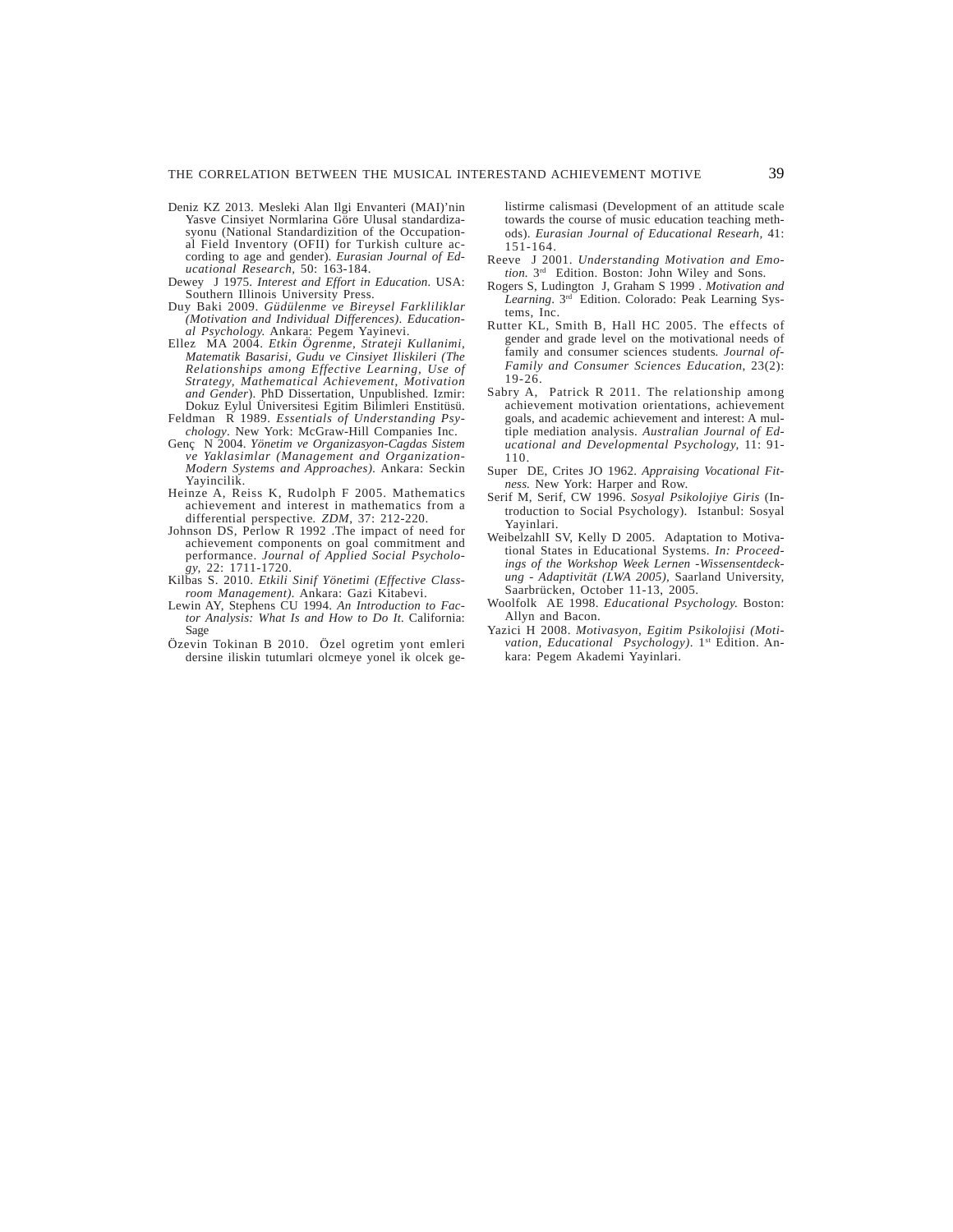Deniz KZ 2013. Mesleki Alan Ilgi Envanteri (MAI)'nin Yasve Cinsiyet Normlarina Göre Ulusal standardizasyonu (National Standardizition of the Occupational Field Inventory (OFII) for Turkish culture according to age and gender). *Eurasian Journal of Educational Research*, 50: 163-184.

Dewey J 1975. *Interest and Effort in Education.* USA: Southern Illinois University Press.

Duy Baki 2009. *Güdülenme ve Bireysel Farkliliklar (Motivation and Individual Differences). Educational Psychology.* Ankara: Pegem Yayinevi.

Ellez MA 2004. *Etkin Ögrenme, Strateji Kullanimi, Matematik Basarisi, Gudu ve Cinsiyet Iliskileri (The Relationships among Effective Learning, Use of Strategy, Mathematical Achievement, Motivation and Gender*). PhD Dissertation, Unpublished. Izmir: Dokuz Eylul Üniversitesi Egitim Bilimleri Enstitüsü.

Feldman R 1989. *Essentials of Understanding Psychology*. New York: McGraw-Hill Companies Inc.

Genç N 2004. *Yönetim ve Organizasyon-Cagdas Sistem ve Yaklasimlar (Management and Organization-Modern Systems and Approaches)*. Ankara: Seckin Yayincilik.

Heinze A, Reiss K, Rudolph F 2005. Mathematics achievement and interest in mathematics from a differential perspective. *ZDM*, 37: 212-220.

Johnson DS, Perlow R 1992 .The impact of need for achievement components on goal commitment and performance. *Journal of Applied Social Psychology*, 22: 1711-1720.

Kilbas S. 2010. *Etkili Sinif Yönetimi (Effective Classroom Management).* Ankara: Gazi Kitabevi.

Lewin AY, Stephens CU 1994. *An Introduction to Factor Analysis: What Is and How to Do It.* California: Sage

Özevin Tokinan B 2010. Özel ogretim yont emleri dersine iliskin tutumlari olcmeye yonel ik olcek gelistirme calismasi (Development of an attitude scale towards the course of music education teaching methods). *Eurasian Journal of Educational Researh*, 41: 151-164.

Reeve J 2001. *Understanding Motivation and Emotion.* 3rd Edition. Boston: John Wiley and Sons.

Rogers S, Ludington J, Graham S 1999 . *Motivation and Learning.* 3rd Edition. Colorado: Peak Learning Systems, Inc.

Rutter KL, Smith B, Hall HC 2005. The effects of gender and grade level on the motivational needs of family and consumer sciences students*. Journal of-Family and Consumer Sciences Education*, 23(2): 19-26.

Sabry A, Patrick R 2011. The relationship among achievement motivation orientations, achievement goals, and academic achievement and interest: A multiple mediation analysis. *Australian Journal of Educational and Developmental Psychology*, 11: 91-110.

Super DE, Crites JO 1962. *Appraising Vocational Fitness.* New York: Harper and Row.

Serif M, Serif, CW 1996. *Sosyal Psikolojiye Giris* (Introduction to Social Psychology). Istanbul: Sosyal Yayinlari.

WeibelzahlI SV, Kelly D 2005. Adaptation to Motivational States in Educational Systems. *In: Proceedings of the Workshop Week Lernen -Wissensentdeckung - Adaptivität (LWA 2005)*, Saarland University, Saarbrücken, October 11-13, 2005.

Woolfolk AE 1998. *Educational Psychology.* Boston: Allyn and Bacon.

Yazici H 2008. *Motivasyon, Egitim Psikolojisi (Motivation, Educational Psychology)*. 1st Edition. Ankara: Pegem Akademi Yayinlari.